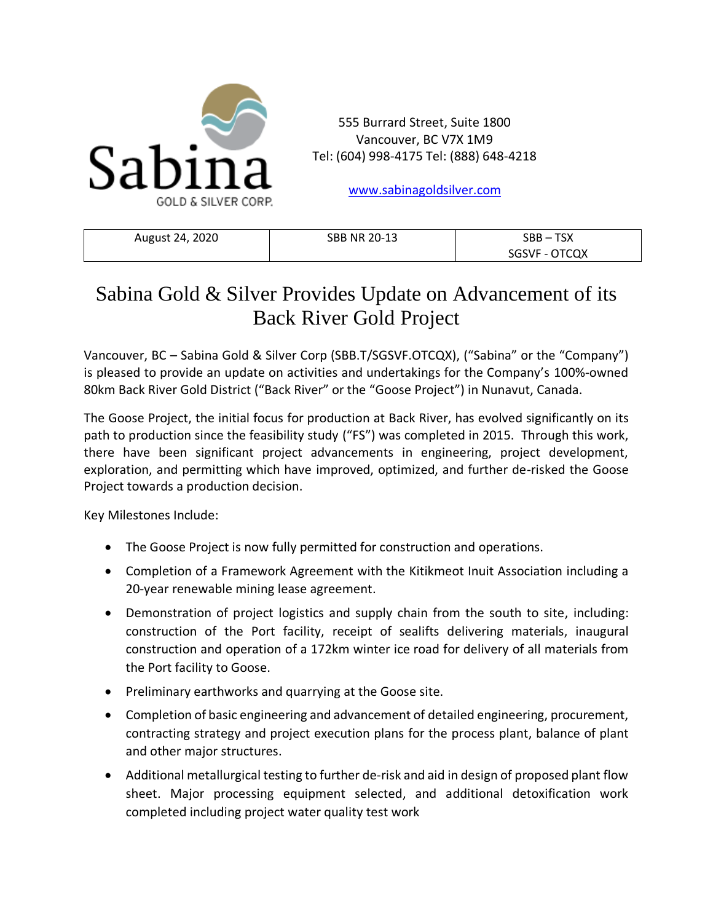Sabina GOLD & SILVER CORP.

555 Burrard Street, Suite 1800
Vancouver, BC V7X 1M9
Tel: (604) 998-4175 Tel: (888) 648-4218

www.sabinagoldsilver.com

| August 24, 2020 | SBB NR 20-13 | SBB – TSX<br>SGSVF - OTCQX |
|---|---|---|

# Sabina Gold & Silver Provides Update on Advancement of its Back River Gold Project

Vancouver, BC – Sabina Gold & Silver Corp (SBB.T/SGSVF.OTCQX), ("Sabina" or the "Company") is pleased to provide an update on activities and undertakings for the Company's 100%-owned 80km Back River Gold District ("Back River" or the "Goose Project") in Nunavut, Canada.

The Goose Project, the initial focus for production at Back River, has evolved significantly on its path to production since the feasibility study ("FS") was completed in 2015. Through this work, there have been significant project advancements in engineering, project development, exploration, and permitting which have improved, optimized, and further de-risked the Goose Project towards a production decision.

Key Milestones Include:

- The Goose Project is now fully permitted for construction and operations.
- Completion of a Framework Agreement with the Kitikmeot Inuit Association including a 20-year renewable mining lease agreement.
- Demonstration of project logistics and supply chain from the south to site, including: construction of the Port facility, receipt of sealifts delivering materials, inaugural construction and operation of a 172km winter ice road for delivery of all materials from the Port facility to Goose.
- Preliminary earthworks and quarrying at the Goose site.
- Completion of basic engineering and advancement of detailed engineering, procurement, contracting strategy and project execution plans for the process plant, balance of plant and other major structures.
- Additional metallurgical testing to further de-risk and aid in design of proposed plant flow sheet. Major processing equipment selected, and additional detoxification work completed including project water quality test work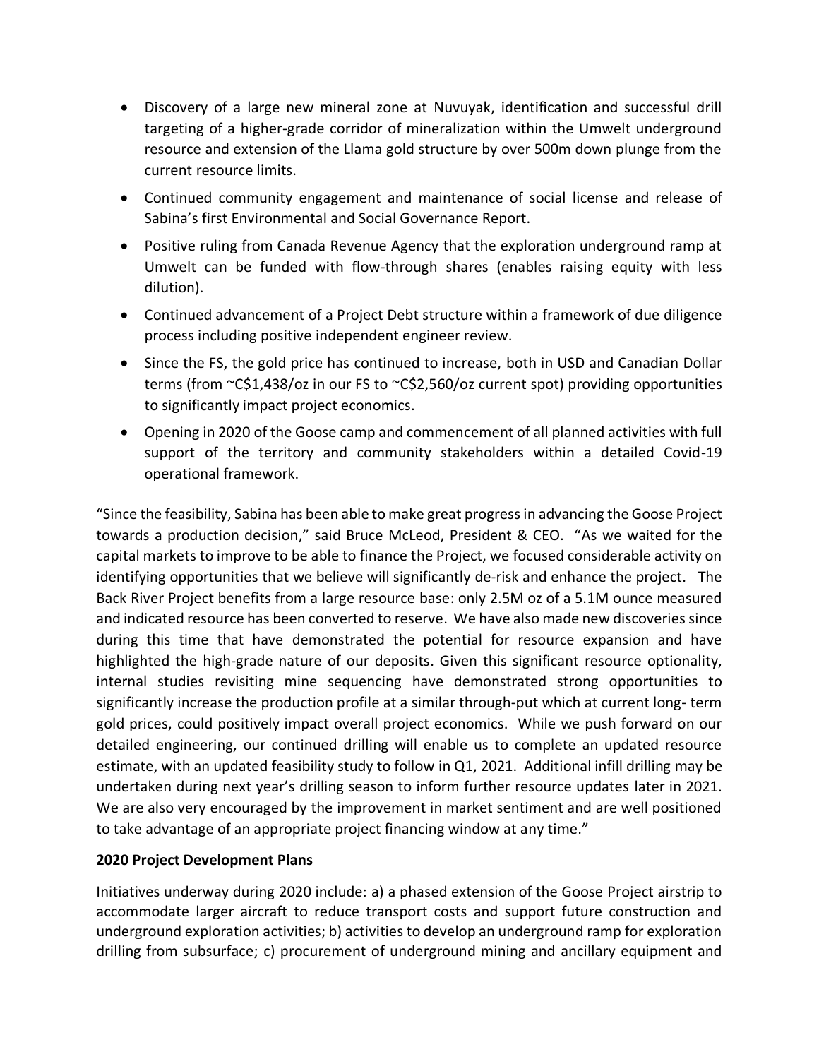- Discovery of a large new mineral zone at Nuvuyak, identification and successful drill targeting of a higher-grade corridor of mineralization within the Umwelt underground resource and extension of the Llama gold structure by over 500m down plunge from the current resource limits.
- Continued community engagement and maintenance of social license and release of Sabina's first Environmental and Social Governance Report.
- Positive ruling from Canada Revenue Agency that the exploration underground ramp at Umwelt can be funded with flow-through shares (enables raising equity with less dilution).
- Continued advancement of a Project Debt structure within a framework of due diligence process including positive independent engineer review.
- Since the FS, the gold price has continued to increase, both in USD and Canadian Dollar terms (from ~C$1,438/oz in our FS to ~C$2,560/oz current spot) providing opportunities to significantly impact project economics.
- Opening in 2020 of the Goose camp and commencement of all planned activities with full support of the territory and community stakeholders within a detailed Covid-19 operational framework.

"Since the feasibility, Sabina has been able to make great progress in advancing the Goose Project towards a production decision," said Bruce McLeod, President & CEO. "As we waited for the capital markets to improve to be able to finance the Project, we focused considerable activity on identifying opportunities that we believe will significantly de-risk and enhance the project. The Back River Project benefits from a large resource base: only 2.5M oz of a 5.1M ounce measured and indicated resource has been converted to reserve. We have also made new discoveries since during this time that have demonstrated the potential for resource expansion and have highlighted the high-grade nature of our deposits. Given this significant resource optionality, internal studies revisiting mine sequencing have demonstrated strong opportunities to significantly increase the production profile at a similar through-put which at current long- term gold prices, could positively impact overall project economics. While we push forward on our detailed engineering, our continued drilling will enable us to complete an updated resource estimate, with an updated feasibility study to follow in Q1, 2021. Additional infill drilling may be undertaken during next year's drilling season to inform further resource updates later in 2021. We are also very encouraged by the improvement in market sentiment and are well positioned to take advantage of an appropriate project financing window at any time."

**2020 Project Development Plans**

Initiatives underway during 2020 include: a) a phased extension of the Goose Project airstrip to accommodate larger aircraft to reduce transport costs and support future construction and underground exploration activities; b) activities to develop an underground ramp for exploration drilling from subsurface; c) procurement of underground mining and ancillary equipment and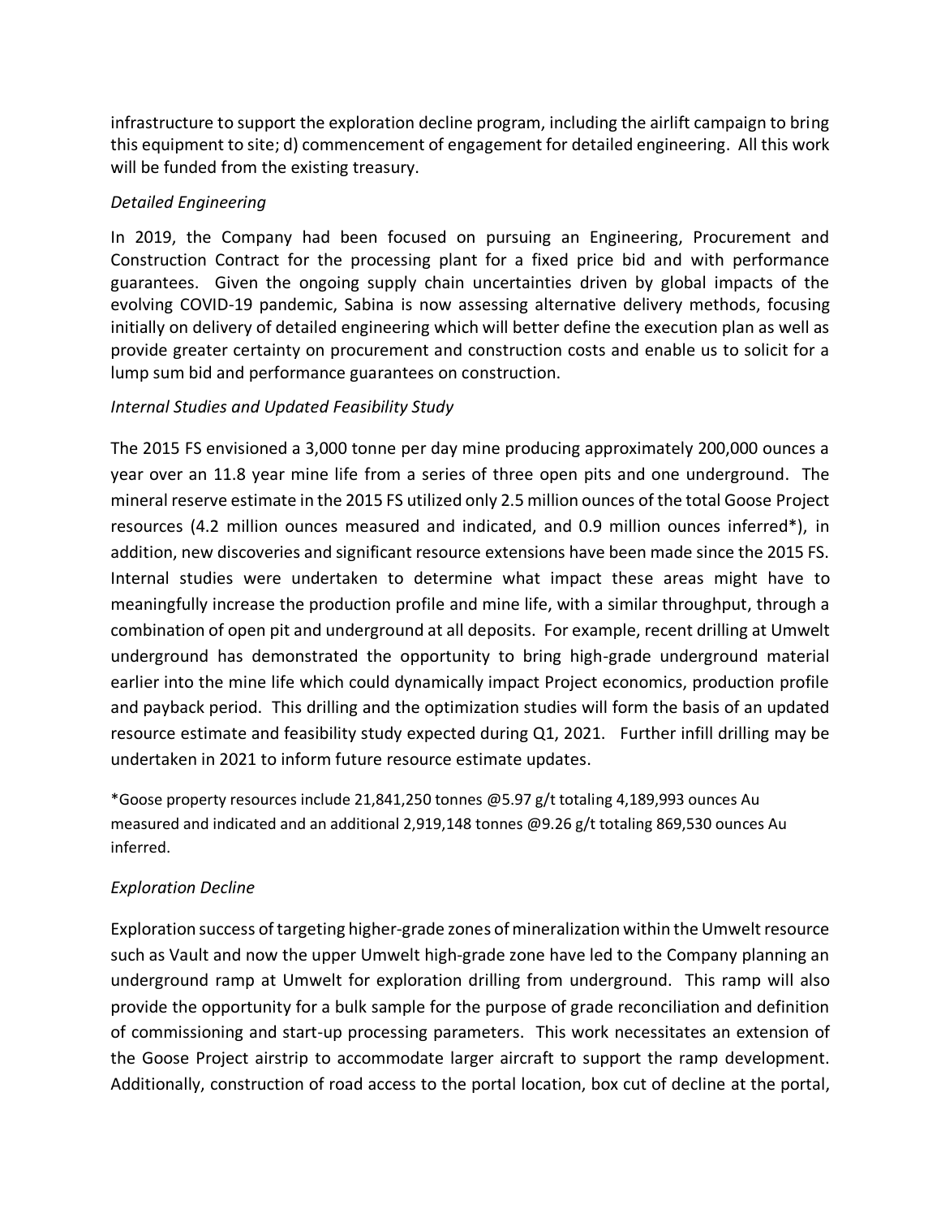infrastructure to support the exploration decline program, including the airlift campaign to bring this equipment to site; d) commencement of engagement for detailed engineering. All this work will be funded from the existing treasury.

*Detailed Engineering*

In 2019, the Company had been focused on pursuing an Engineering, Procurement and Construction Contract for the processing plant for a fixed price bid and with performance guarantees. Given the ongoing supply chain uncertainties driven by global impacts of the evolving COVID-19 pandemic, Sabina is now assessing alternative delivery methods, focusing initially on delivery of detailed engineering which will better define the execution plan as well as provide greater certainty on procurement and construction costs and enable us to solicit for a lump sum bid and performance guarantees on construction.

*Internal Studies and Updated Feasibility Study*

The 2015 FS envisioned a 3,000 tonne per day mine producing approximately 200,000 ounces a year over an 11.8 year mine life from a series of three open pits and one underground. The mineral reserve estimate in the 2015 FS utilized only 2.5 million ounces of the total Goose Project resources (4.2 million ounces measured and indicated, and 0.9 million ounces inferred*), in addition, new discoveries and significant resource extensions have been made since the 2015 FS. Internal studies were undertaken to determine what impact these areas might have to meaningfully increase the production profile and mine life, with a similar throughput, through a combination of open pit and underground at all deposits. For example, recent drilling at Umwelt underground has demonstrated the opportunity to bring high-grade underground material earlier into the mine life which could dynamically impact Project economics, production profile and payback period. This drilling and the optimization studies will form the basis of an updated resource estimate and feasibility study expected during Q1, 2021. Further infill drilling may be undertaken in 2021 to inform future resource estimate updates.

*Goose property resources include 21,841,250 tonnes @5.97 g/t totaling 4,189,993 ounces Au measured and indicated and an additional 2,919,148 tonnes @9.26 g/t totaling 869,530 ounces Au inferred.

*Exploration Decline*

Exploration success of targeting higher-grade zones of mineralization within the Umwelt resource such as Vault and now the upper Umwelt high-grade zone have led to the Company planning an underground ramp at Umwelt for exploration drilling from underground. This ramp will also provide the opportunity for a bulk sample for the purpose of grade reconciliation and definition of commissioning and start-up processing parameters. This work necessitates an extension of the Goose Project airstrip to accommodate larger aircraft to support the ramp development. Additionally, construction of road access to the portal location, box cut of decline at the portal,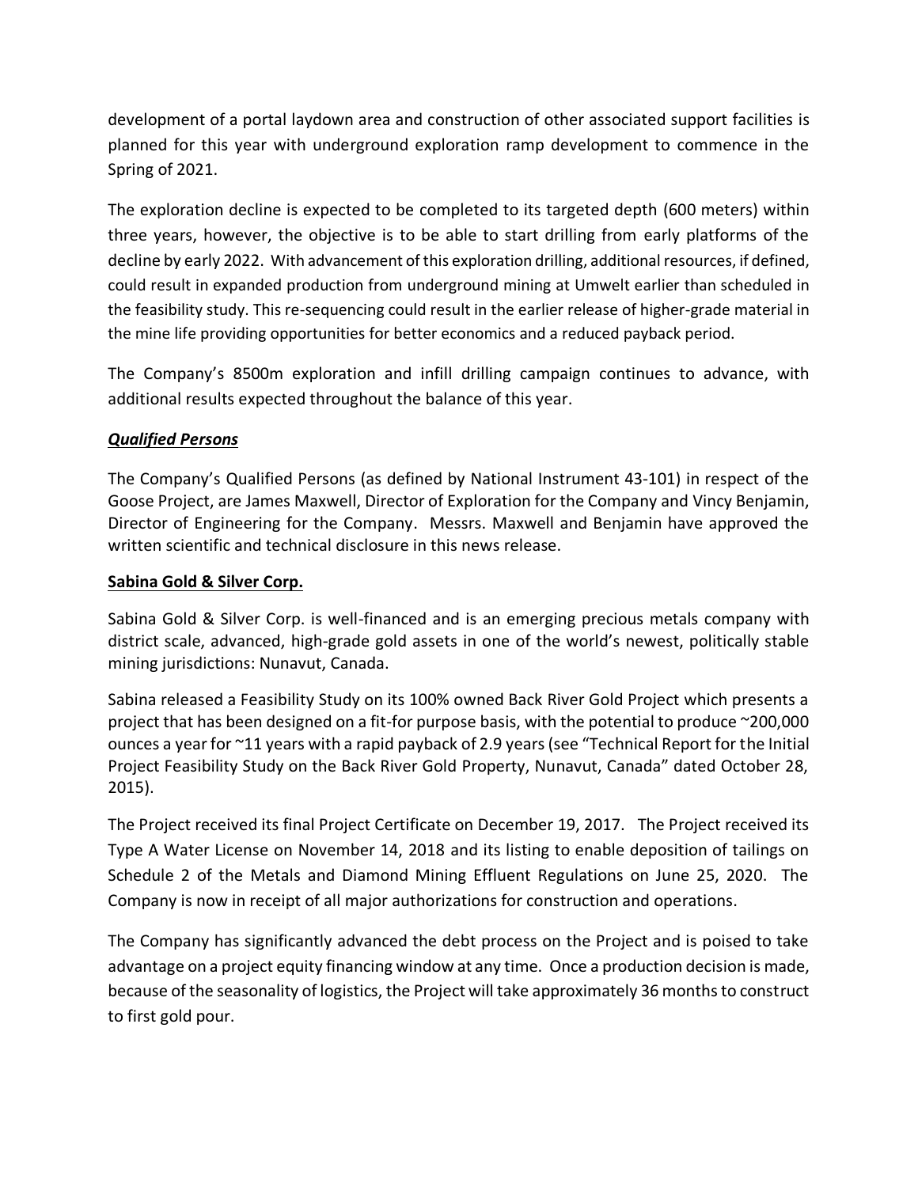development of a portal laydown area and construction of other associated support facilities is planned for this year with underground exploration ramp development to commence in the Spring of 2021.

The exploration decline is expected to be completed to its targeted depth (600 meters) within three years, however, the objective is to be able to start drilling from early platforms of the decline by early 2022. With advancement of this exploration drilling, additional resources, if defined, could result in expanded production from underground mining at Umwelt earlier than scheduled in the feasibility study. This re-sequencing could result in the earlier release of higher-grade material in the mine life providing opportunities for better economics and a reduced payback period.

The Company's 8500m exploration and infill drilling campaign continues to advance, with additional results expected throughout the balance of this year.

***Qualified Persons***

The Company's Qualified Persons (as defined by National Instrument 43-101) in respect of the Goose Project, are James Maxwell, Director of Exploration for the Company and Vincy Benjamin, Director of Engineering for the Company. Messrs. Maxwell and Benjamin have approved the written scientific and technical disclosure in this news release.

**Sabina Gold & Silver Corp.**

Sabina Gold & Silver Corp. is well-financed and is an emerging precious metals company with district scale, advanced, high-grade gold assets in one of the world's newest, politically stable mining jurisdictions: Nunavut, Canada.

Sabina released a Feasibility Study on its 100% owned Back River Gold Project which presents a project that has been designed on a fit-for purpose basis, with the potential to produce ~200,000 ounces a year for ~11 years with a rapid payback of 2.9 years (see "Technical Report for the Initial Project Feasibility Study on the Back River Gold Property, Nunavut, Canada" dated October 28, 2015).

The Project received its final Project Certificate on December 19, 2017. The Project received its Type A Water License on November 14, 2018 and its listing to enable deposition of tailings on Schedule 2 of the Metals and Diamond Mining Effluent Regulations on June 25, 2020. The Company is now in receipt of all major authorizations for construction and operations.

The Company has significantly advanced the debt process on the Project and is poised to take advantage on a project equity financing window at any time. Once a production decision is made, because of the seasonality of logistics, the Project will take approximately 36 months to construct to first gold pour.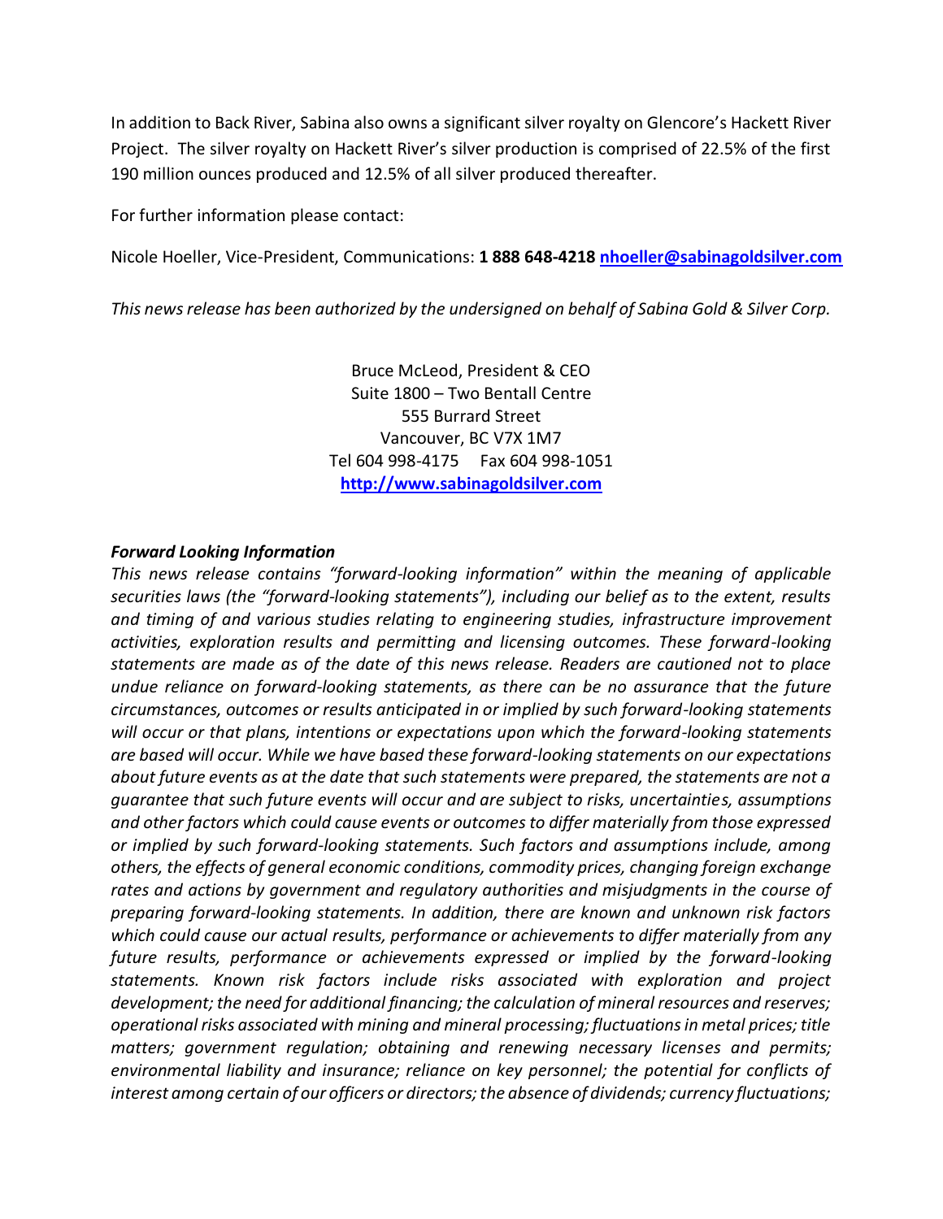In addition to Back River, Sabina also owns a significant silver royalty on Glencore's Hackett River Project. The silver royalty on Hackett River's silver production is comprised of 22.5% of the first 190 million ounces produced and 12.5% of all silver produced thereafter.

For further information please contact:

Nicole Hoeller, Vice-President, Communications: **1 888 648-4218** [nhoeller@sabinagoldsilver.com](mailto:nhoeller@sabinagoldsilver.com)

*This news release has been authorized by the undersigned on behalf of Sabina Gold & Silver Corp.*

Bruce McLeod, President & CEO  
Suite 1800 – Two Bentall Centre  
555 Burrard Street  
Vancouver, BC V7X 1M7  
Tel 604 998-4175 Fax 604 998-1051  
[http://www.sabinagoldsilver.com](http://www.sabinagoldsilver.com)

***Forward Looking Information***

*This news release contains "forward-looking information" within the meaning of applicable securities laws (the "forward-looking statements"), including our belief as to the extent, results and timing of and various studies relating to engineering studies, infrastructure improvement activities, exploration results and permitting and licensing outcomes. These forward-looking statements are made as of the date of this news release. Readers are cautioned not to place undue reliance on forward-looking statements, as there can be no assurance that the future circumstances, outcomes or results anticipated in or implied by such forward-looking statements will occur or that plans, intentions or expectations upon which the forward-looking statements are based will occur. While we have based these forward-looking statements on our expectations about future events as at the date that such statements were prepared, the statements are not a guarantee that such future events will occur and are subject to risks, uncertainties, assumptions and other factors which could cause events or outcomes to differ materially from those expressed or implied by such forward-looking statements. Such factors and assumptions include, among others, the effects of general economic conditions, commodity prices, changing foreign exchange rates and actions by government and regulatory authorities and misjudgments in the course of preparing forward-looking statements. In addition, there are known and unknown risk factors which could cause our actual results, performance or achievements to differ materially from any future results, performance or achievements expressed or implied by the forward-looking statements. Known risk factors include risks associated with exploration and project development; the need for additional financing; the calculation of mineral resources and reserves; operational risks associated with mining and mineral processing; fluctuations in metal prices; title matters; government regulation; obtaining and renewing necessary licenses and permits; environmental liability and insurance; reliance on key personnel; the potential for conflicts of interest among certain of our officers or directors; the absence of dividends; currency fluctuations;*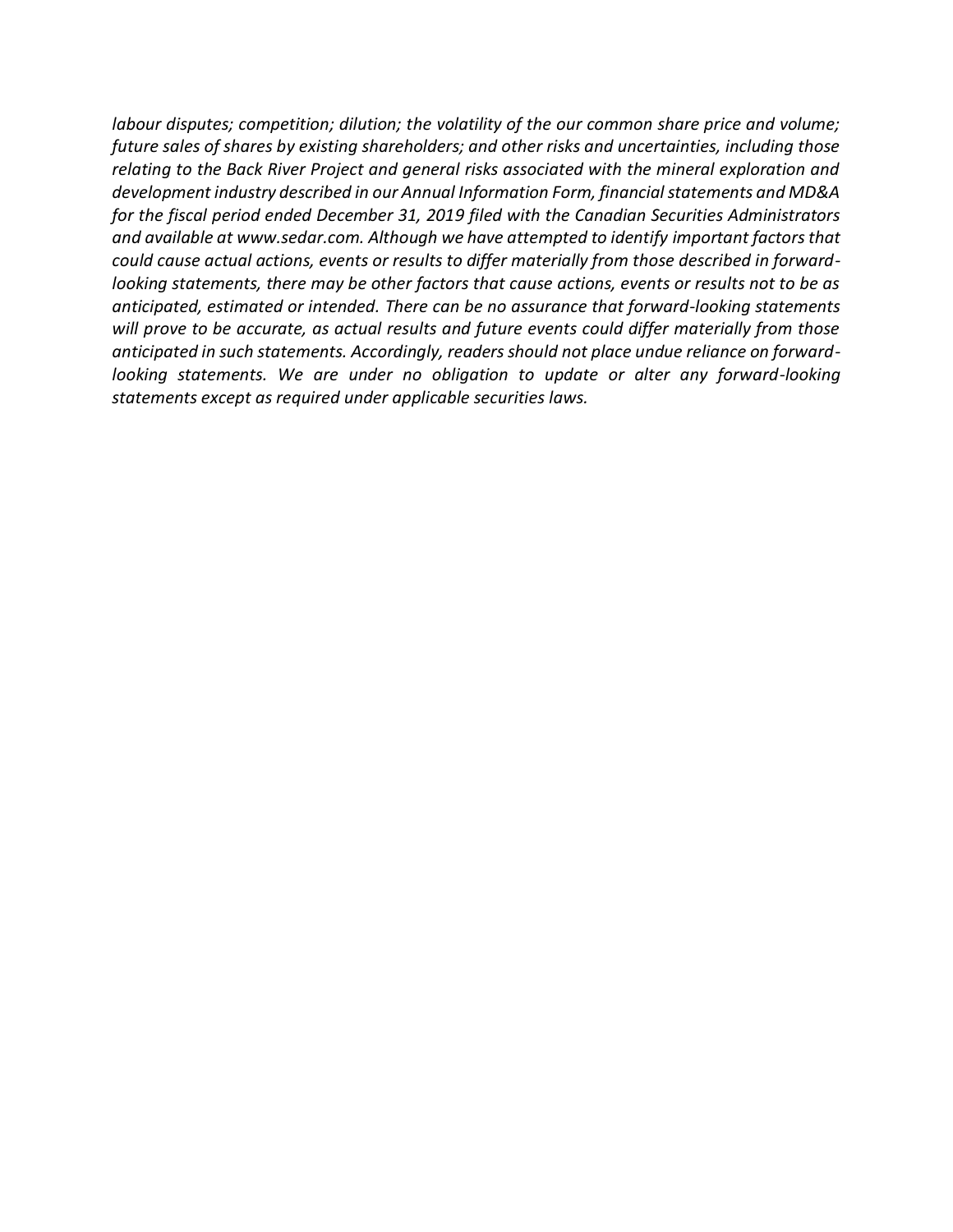*labour disputes; competition; dilution; the volatility of the our common share price and volume; future sales of shares by existing shareholders; and other risks and uncertainties, including those relating to the Back River Project and general risks associated with the mineral exploration and development industry described in our Annual Information Form, financial statements and MD&A for the fiscal period ended December 31, 2019 filed with the Canadian Securities Administrators and available at www.sedar.com. Although we have attempted to identify important factors that could cause actual actions, events or results to differ materially from those described in forward-looking statements, there may be other factors that cause actions, events or results not to be as anticipated, estimated or intended. There can be no assurance that forward-looking statements will prove to be accurate, as actual results and future events could differ materially from those anticipated in such statements. Accordingly, readers should not place undue reliance on forward-looking statements. We are under no obligation to update or alter any forward-looking statements except as required under applicable securities laws.*